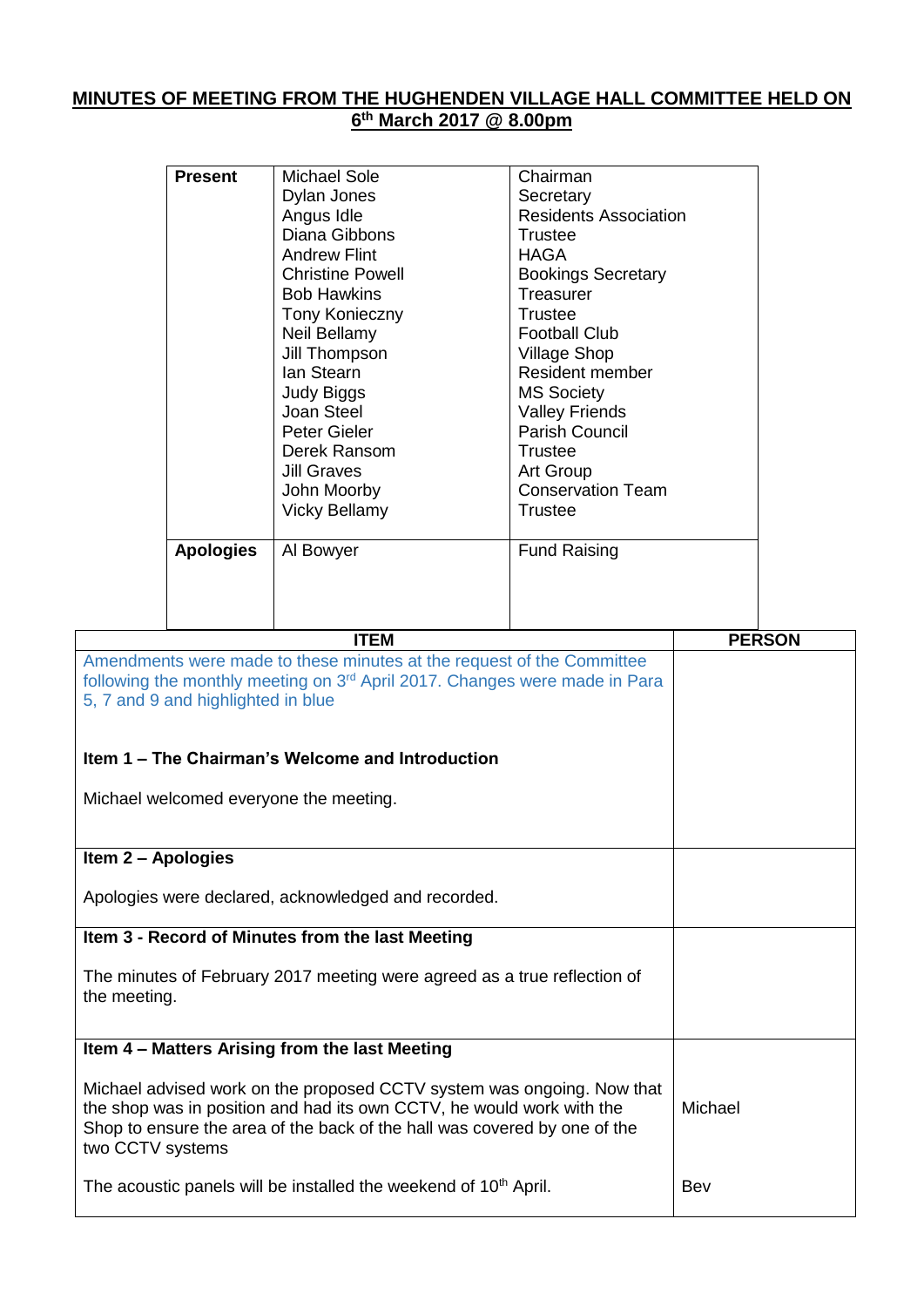## MINUTES OF MEETING FROM THE HUGHENDEN VILLAGE HALL COMMITTEE HELD ON 6th March 2017 @ 8.00pm

| | | |
|---|---|---|
| **Present** | Michael Sole | Chairman |
| | Dylan Jones | Secretary |
| | Angus Idle | Residents Association |
| | Diana Gibbons | Trustee |
| | Andrew Flint | HAGA |
| | Christine Powell | Bookings Secretary |
| | Bob Hawkins | Treasurer |
| | Tony Konieczny | Trustee |
| | Neil Bellamy | Football Club |
| | Jill Thompson | Village Shop |
| | Ian Stearn | Resident member |
| | Judy Biggs | MS Society |
| | Joan Steel | Valley Friends |
| | Peter Gieler | Parish Council |
| | Derek Ransom | Trustee |
| | Jill Graves | Art Group |
| | John Moorby | Conservation Team |
| | Vicky Bellamy | Trustee |
| **Apologies** | Al Bowyer | Fund Raising |

| ITEM | PERSON |
|---|---|
| Amendments were made to these minutes at the request of the Committee following the monthly meeting on 3rd April 2017. Changes were made in Para 5, 7 and 9 and highlighted in blue<br><br>**Item 1 – The Chairman's Welcome and Introduction**<br><br>Michael welcomed everyone the meeting. | |
| **Item 2 – Apologies**<br><br>Apologies were declared, acknowledged and recorded. | |
| **Item 3 - Record of Minutes from the last Meeting**<br><br>The minutes of February 2017 meeting were agreed as a true reflection of the meeting. | |
| **Item 4 – Matters Arising from the last Meeting**<br><br>Michael advised work on the proposed CCTV system was ongoing. Now that the shop was in position and had its own CCTV, he would work with the Shop to ensure the area of the back of the hall was covered by one of the two CCTV systems<br><br>The acoustic panels will be installed the weekend of 10th April. | Michael<br><br><br><br>Bev |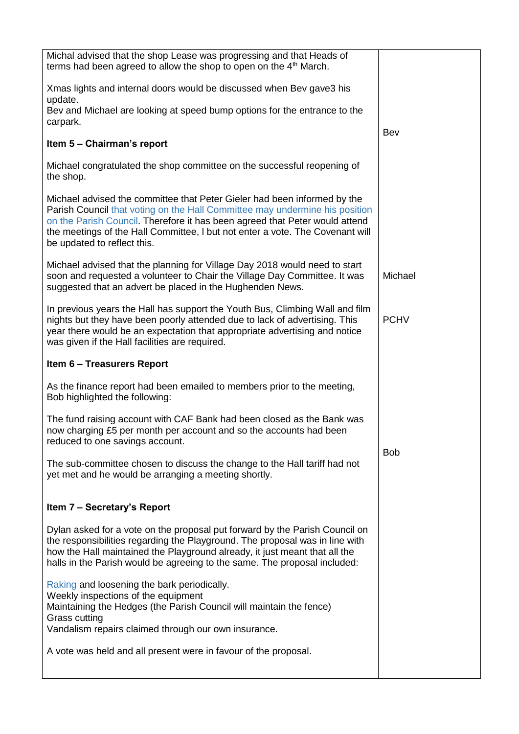| | |
|---|---|
| Michal advised that the shop Lease was progressing and that Heads of terms had been agreed to allow the shop to open on the 4th March.<br><br>Xmas lights and internal doors would be discussed when Bev gave3 his update.<br>Bev and Michael are looking at speed bump options for the entrance to the carpark. | Bev |
| **Item 5 – Chairman's report**<br><br>Michael congratulated the shop committee on the successful reopening of the shop.<br><br>Michael advised the committee that Peter Gieler had been informed by the Parish Council that voting on the Hall Committee may undermine his position on the Parish Council. Therefore it has been agreed that Peter would attend the meetings of the Hall Committee, l but not enter a vote. The Covenant will be updated to reflect this. | |
| Michael advised that the planning for Village Day 2018 would need to start soon and requested a volunteer to Chair the Village Day Committee. It was suggested that an advert be placed in the Hughenden News. | Michael |
| In previous years the Hall has support the Youth Bus, Climbing Wall and film nights but they have been poorly attended due to lack of advertising. This year there would be an expectation that appropriate advertising and notice was given if the Hall facilities are required. | PCHV |
| **Item 6 – Treasurers Report**<br><br>As the finance report had been emailed to members prior to the meeting, Bob highlighted the following:<br><br>The fund raising account with CAF Bank had been closed as the Bank was now charging £5 per month per account and so the accounts had been reduced to one savings account.<br><br>The sub-committee chosen to discuss the change to the Hall tariff had not yet met and he would be arranging a meeting shortly. | Bob |
| **Item 7 – Secretary's Report**<br><br>Dylan asked for a vote on the proposal put forward by the Parish Council on the responsibilities regarding the Playground. The proposal was in line with how the Hall maintained the Playground already, it just meant that all the halls in the Parish would be agreeing to the same. The proposal included:<br><br>Raking and loosening the bark periodically.<br>Weekly inspections of the equipment<br>Maintaining the Hedges (the Parish Council will maintain the fence)<br>Grass cutting<br>Vandalism repairs claimed through our own insurance.<br><br>A vote was held and all present were in favour of the proposal. | |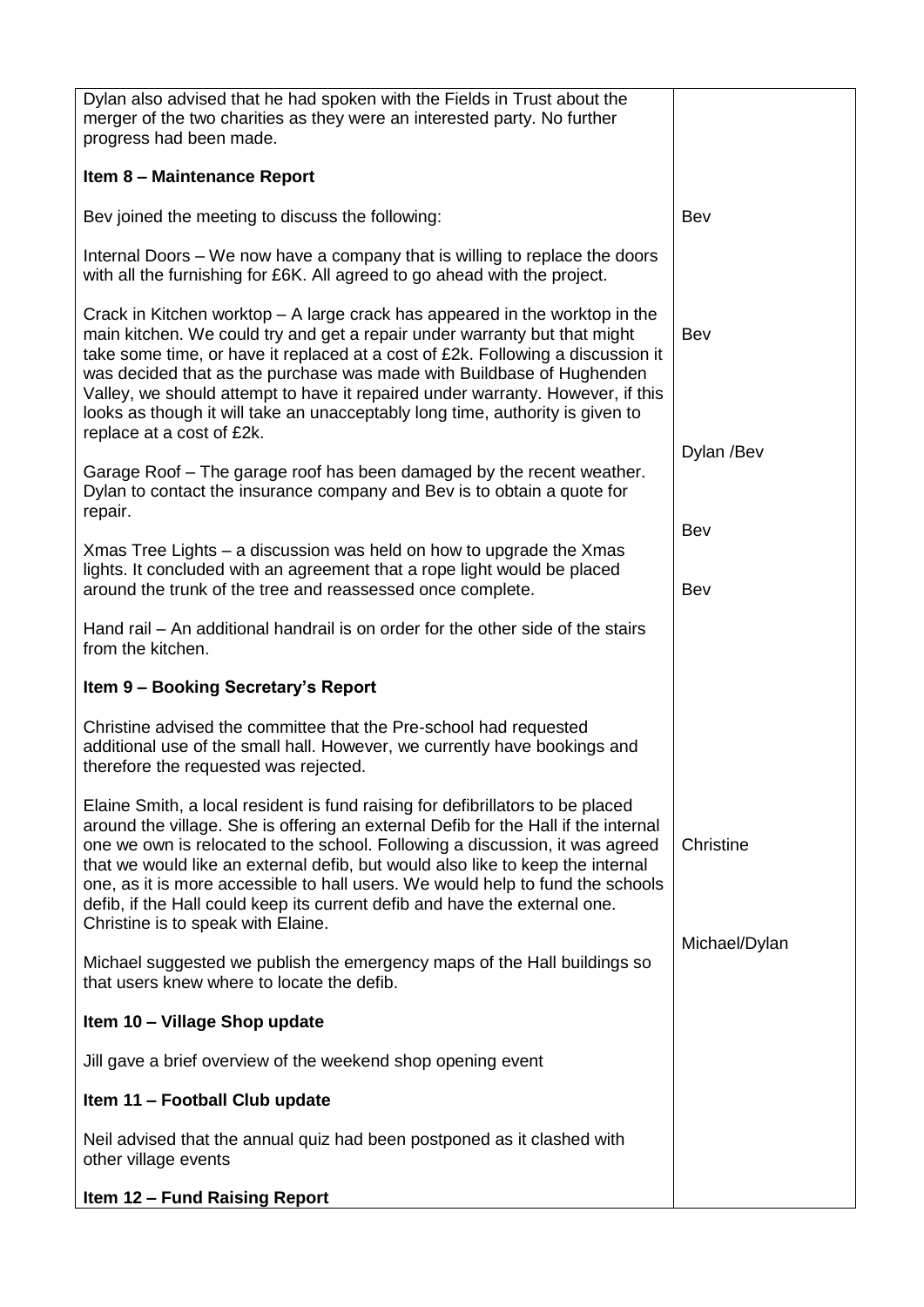| | |
|---|---|
| Dylan also advised that he had spoken with the Fields in Trust about the merger of the two charities as they were an interested party. No further progress had been made. | |
| **Item 8 – Maintenance Report** | |
| Bev joined the meeting to discuss the following: | Bev |
| Internal Doors – We now have a company that is willing to replace the doors with all the furnishing for £6K. All agreed to go ahead with the project. | |
| Crack in Kitchen worktop – A large crack has appeared in the worktop in the main kitchen. We could try and get a repair under warranty but that might take some time, or have it replaced at a cost of £2k. Following a discussion it was decided that as the purchase was made with Buildbase of Hughenden Valley, we should attempt to have it repaired under warranty. However, if this looks as though it will take an unacceptably long time, authority is given to replace at a cost of £2k. | Bev |
| Garage Roof – The garage roof has been damaged by the recent weather. Dylan to contact the insurance company and Bev is to obtain a quote for repair. | Dylan /Bev |
| Xmas Tree Lights – a discussion was held on how to upgrade the Xmas lights. It concluded with an agreement that a rope light would be placed around the trunk of the tree and reassessed once complete. | Bev |
| Hand rail – An additional handrail is on order for the other side of the stairs from the kitchen. | Bev |
| **Item 9 – Booking Secretary's Report** | |
| Christine advised the committee that the Pre-school had requested additional use of the small hall. However, we currently have bookings and therefore the requested was rejected. | |
| Elaine Smith, a local resident is fund raising for defibrillators to be placed around the village. She is offering an external Defib for the Hall if the internal one we own is relocated to the school. Following a discussion, it was agreed that we would like an external defib, but would also like to keep the internal one, as it is more accessible to hall users. We would help to fund the schools defib, if the Hall could keep its current defib and have the external one. Christine is to speak with Elaine. | Christine |
| Michael suggested we publish the emergency maps of the Hall buildings so that users knew where to locate the defib. | Michael/Dylan |
| **Item 10 – Village Shop update** | |
| Jill gave a brief overview of the weekend shop opening event | |
| **Item 11 – Football Club update** | |
| Neil advised that the annual quiz had been postponed as it clashed with other village events | |
| **Item 12 – Fund Raising Report** | |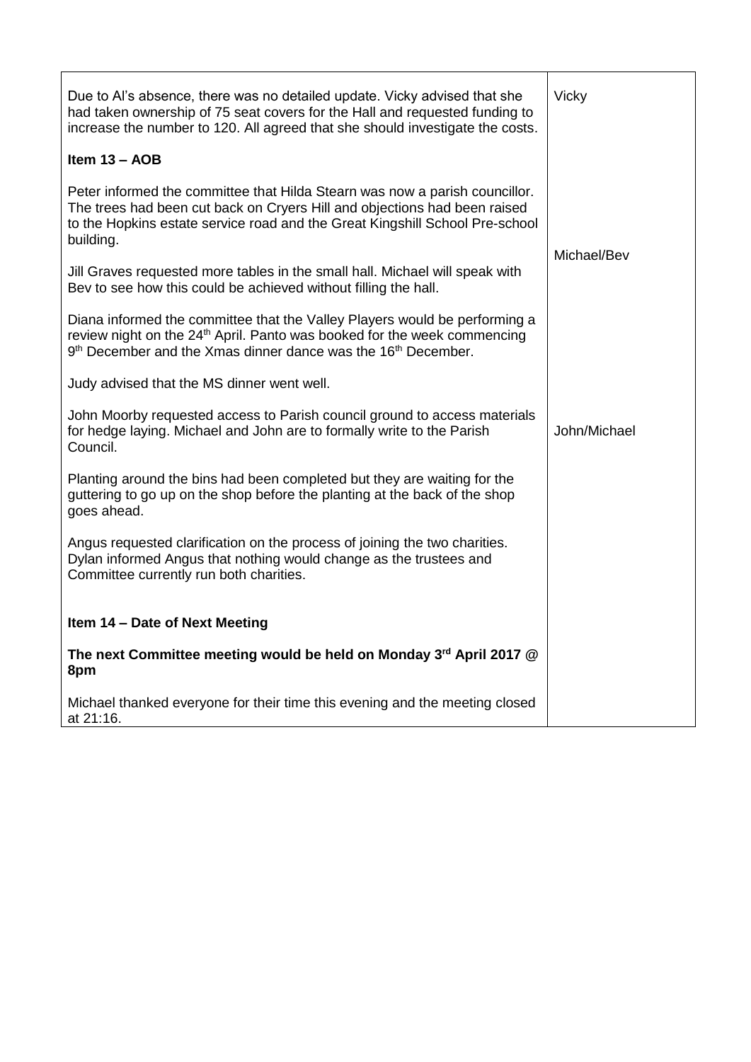| | |
|---|---|
| Due to Al's absence, there was no detailed update. Vicky advised that she had taken ownership of 75 seat covers for the Hall and requested funding to increase the number to 120. All agreed that she should investigate the costs. | Vicky |
| **Item 13 – AOB** | |
| Peter informed the committee that Hilda Stearn was now a parish councillor. The trees had been cut back on Cryers Hill and objections had been raised to the Hopkins estate service road and the Great Kingshill School Pre-school building. | |
| Jill Graves requested more tables in the small hall. Michael will speak with Bev to see how this could be achieved without filling the hall. | Michael/Bev |
| Diana informed the committee that the Valley Players would be performing a review night on the 24th April. Panto was booked for the week commencing 9th December and the Xmas dinner dance was the 16th December. | |
| Judy advised that the MS dinner went well. | |
| John Moorby requested access to Parish council ground to access materials for hedge laying. Michael and John are to formally write to the Parish Council. | John/Michael |
| Planting around the bins had been completed but they are waiting for the guttering to go up on the shop before the planting at the back of the shop goes ahead. | |
| Angus requested clarification on the process of joining the two charities. Dylan informed Angus that nothing would change as the trustees and Committee currently run both charities. | |
| **Item 14 – Date of Next Meeting** | |
| **The next Committee meeting would be held on Monday 3rd April 2017 @ 8pm** | |
| Michael thanked everyone for their time this evening and the meeting closed at 21:16. | |